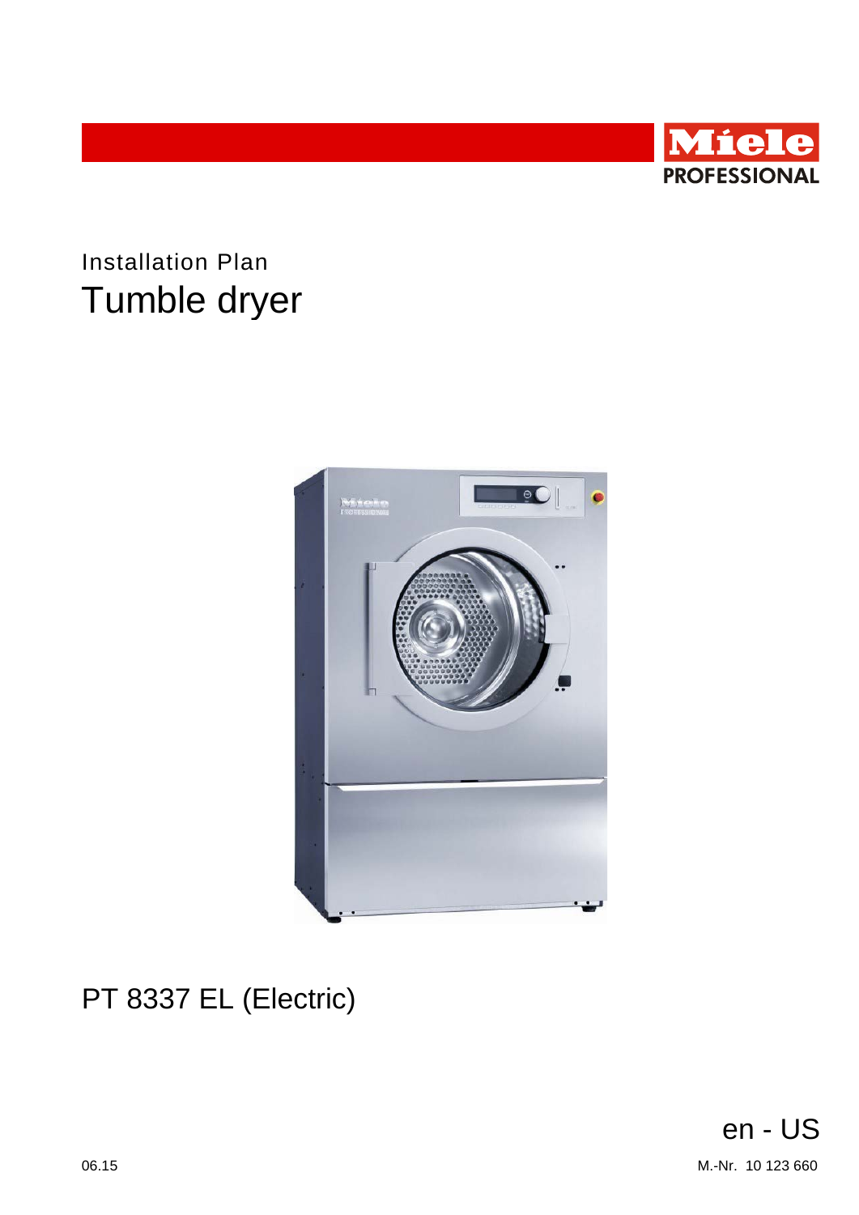Miele PROFESSIONAL

Installation Plan

# Tumble dryer

PT 8337 EL (Electric)

en - US

06.15

M.-Nr. 10 123 660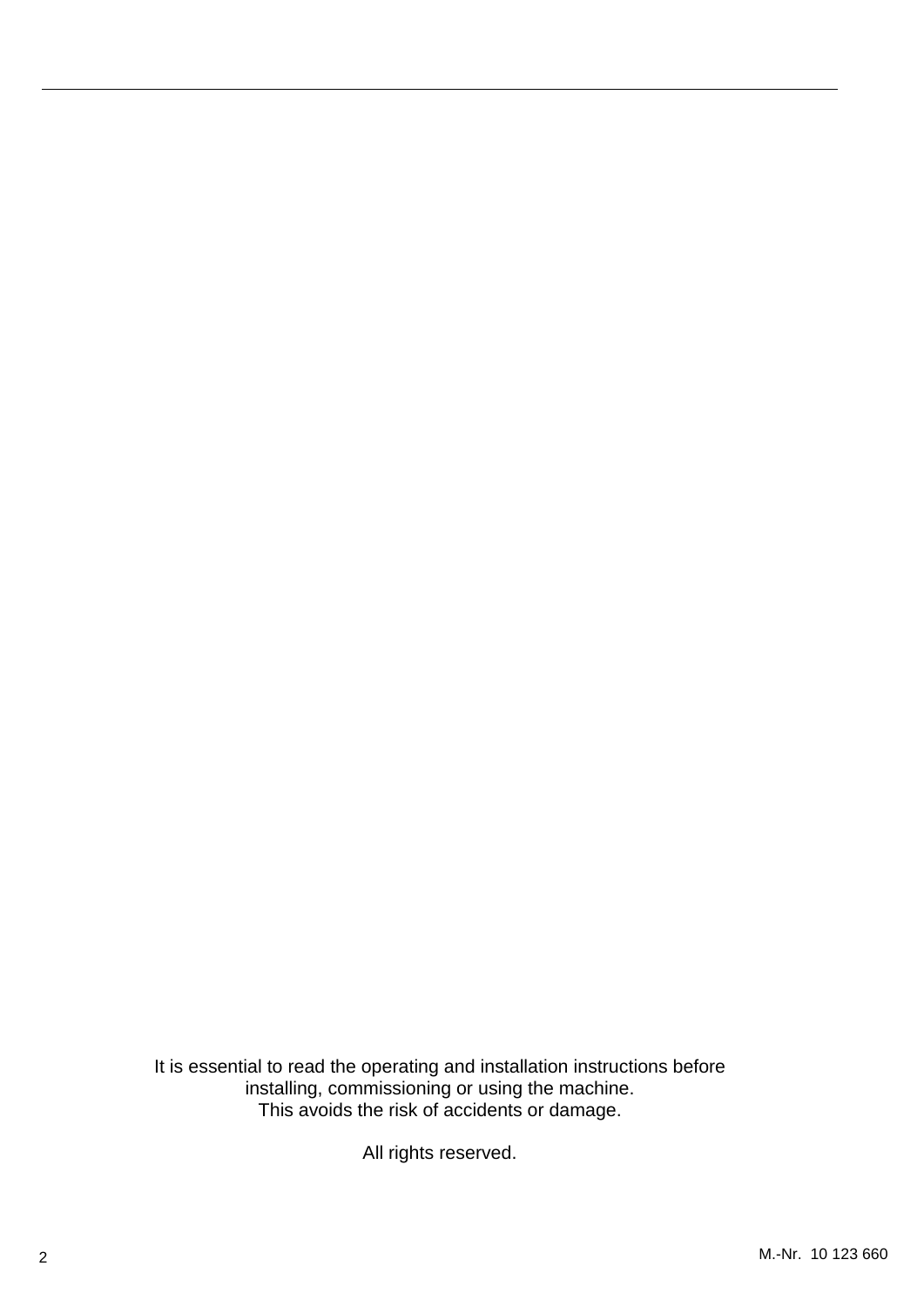It is essential to read the operating and installation instructions before installing, commissioning or using the machine.
This avoids the risk of accidents or damage.

All rights reserved.

M.-Nr. 10 123 660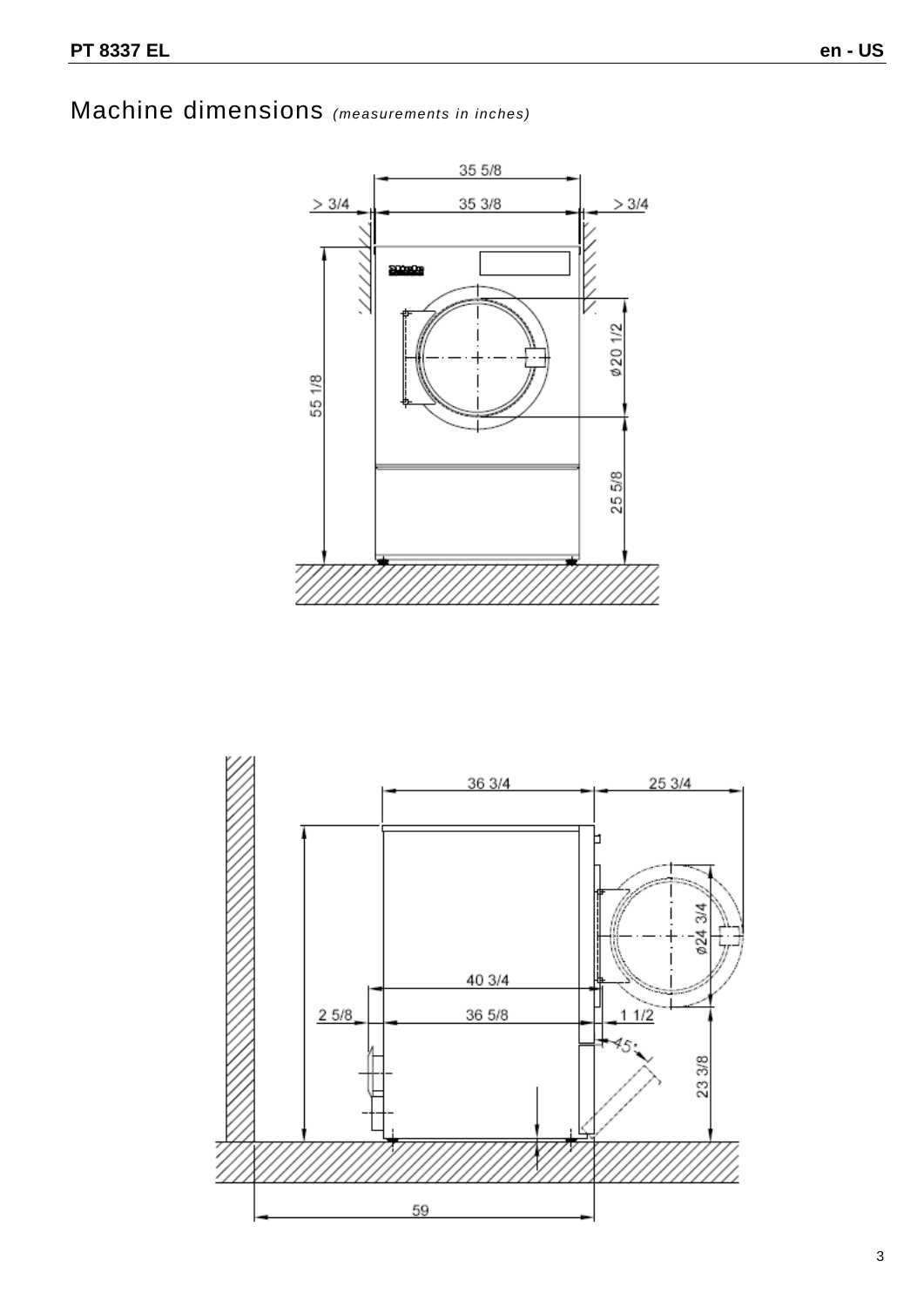# Machine dimensions *(measurements in inches)*

35 5/8

> 3/4

35 3/8

> 3/4

55 1/8

Ø20 1/2

25 5/8

36 3/4

25 3/4

Ø24 3/4

40 3/4

2 5/8

36 5/8

1 1/2

45°

23 3/8

59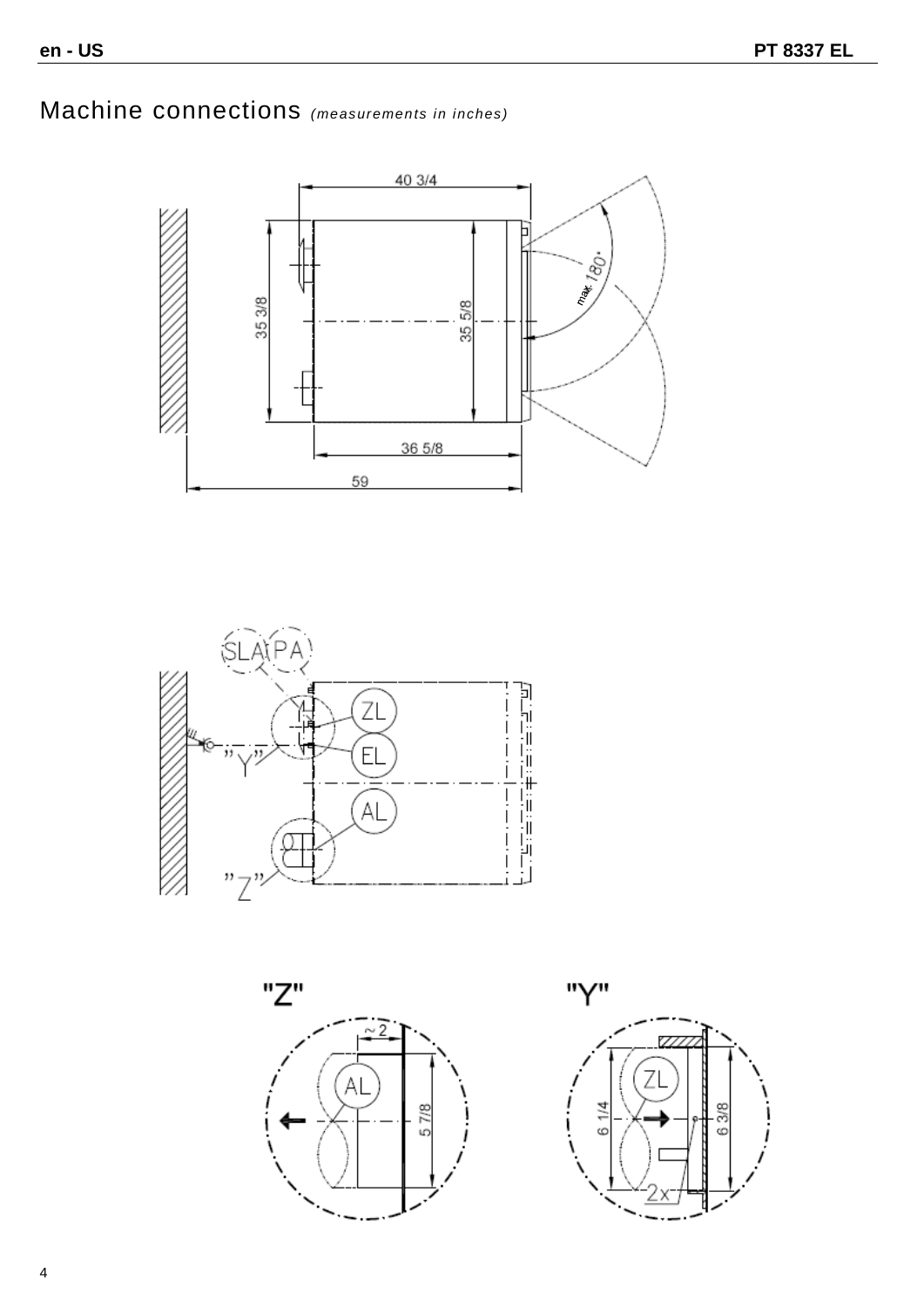# Machine connections *(measurements in inches)*

40 3/4

35 3/8

35 5/8

max. 180°

36 5/8

59

SLA PA

ZL

EL

AL

"Y"

"Z"

"Z"

~2

AL

5 7/8

"Y"

ZL

6 1/4

6 3/8

2x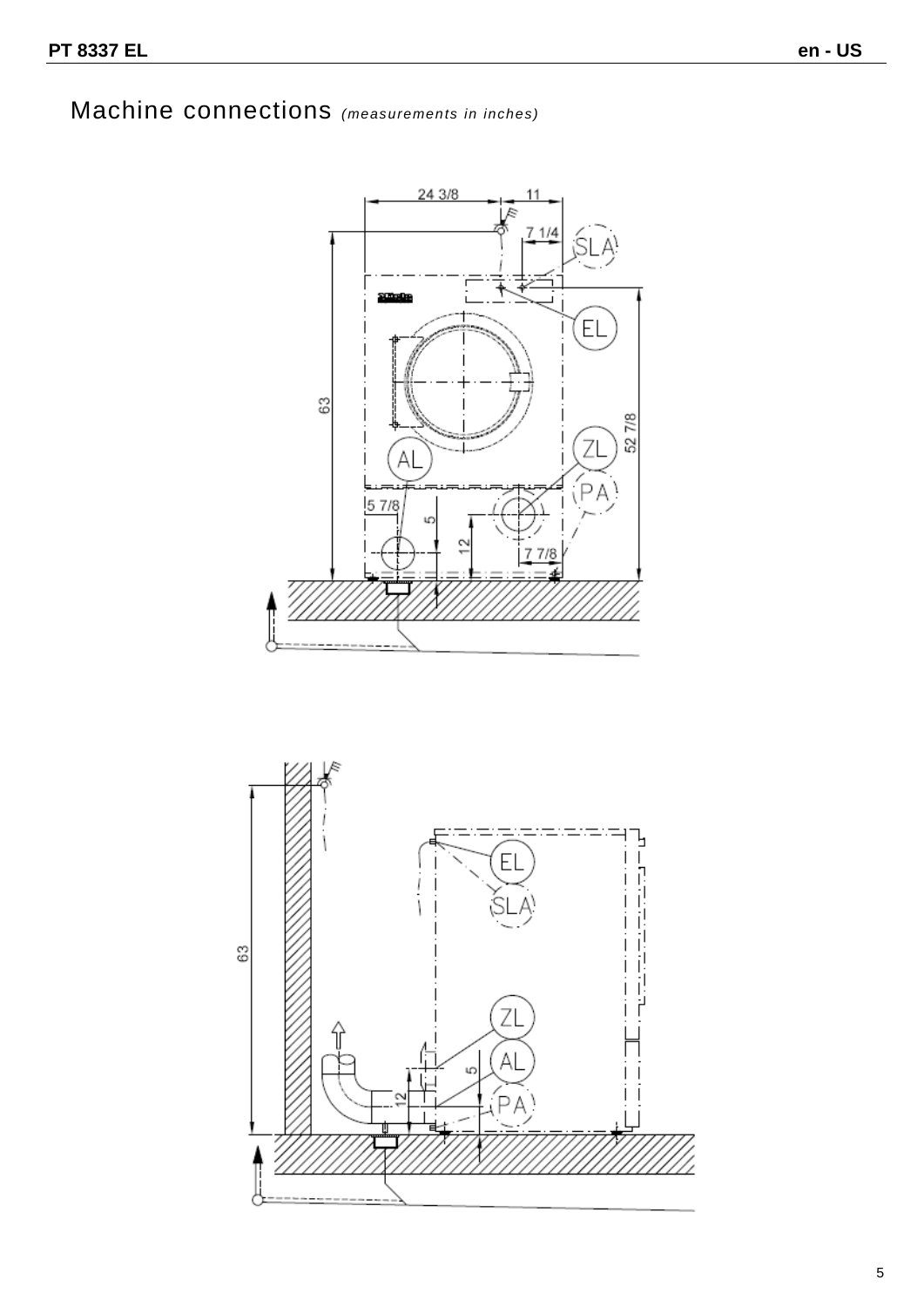# Machine connections *(measurements in inches)*

24 3/8
11
7 1/4
SLA
EL
63
52 7/8
AL
ZL
PA
5 7/8
5
12
7 7/8

63
EL
SLA
ZL
AL
5
12
PA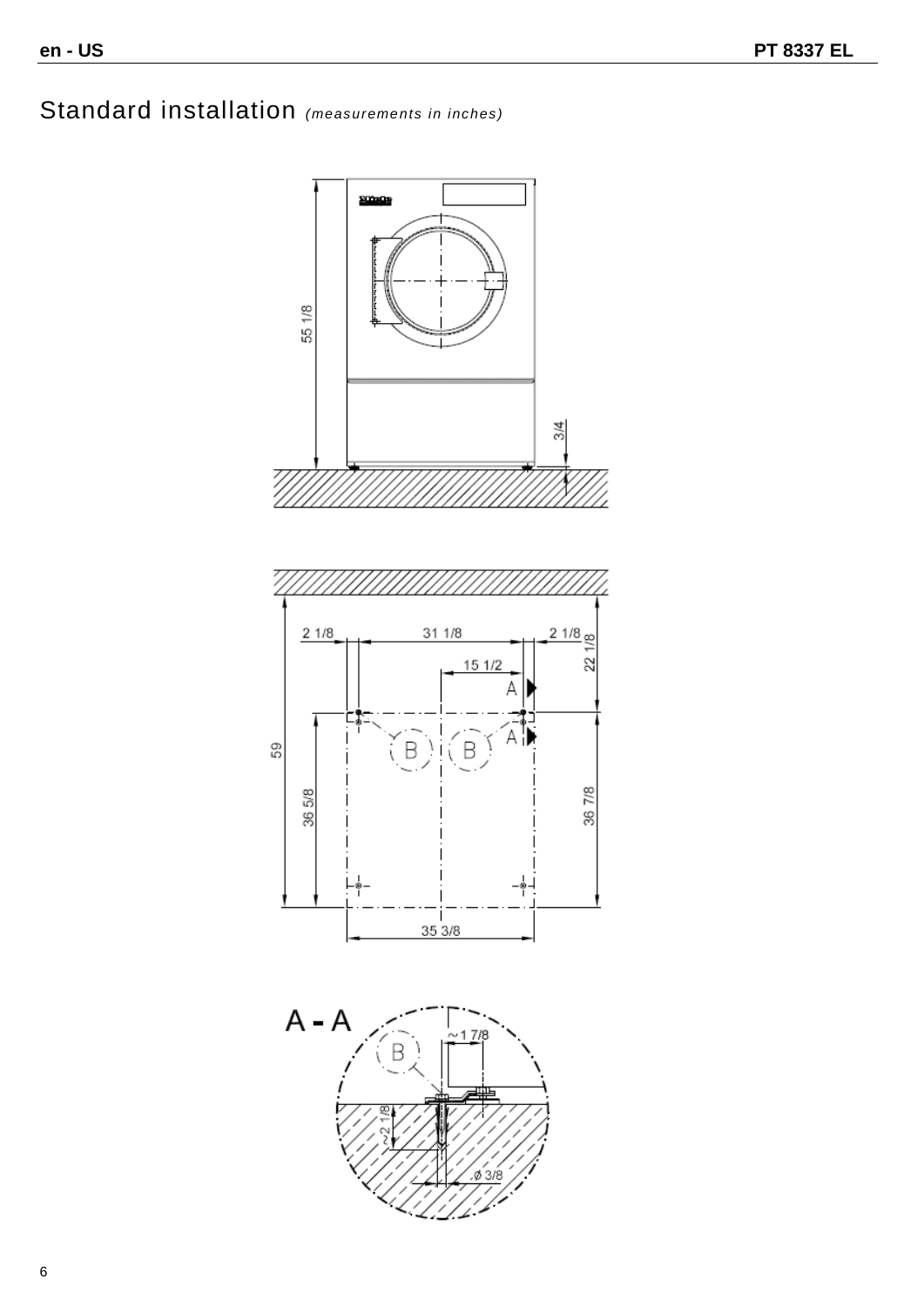# Standard installation *(measurements in inches)*

55 1/8

3/4

2 1/8

31 1/8

2 1/8

22 1/8

15 1/2

A

A

B

B

59

36 5/8

36 7/8

35 3/8

A - A

B

~1 7/8

~2 1/8

ø 3/8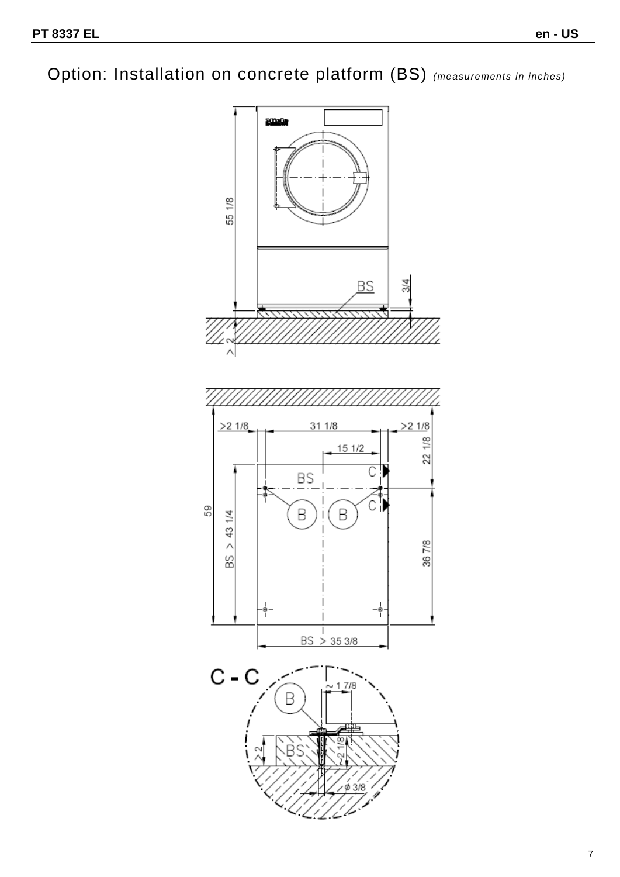# Option: Installation on concrete platform (BS) *(measurements in inches)*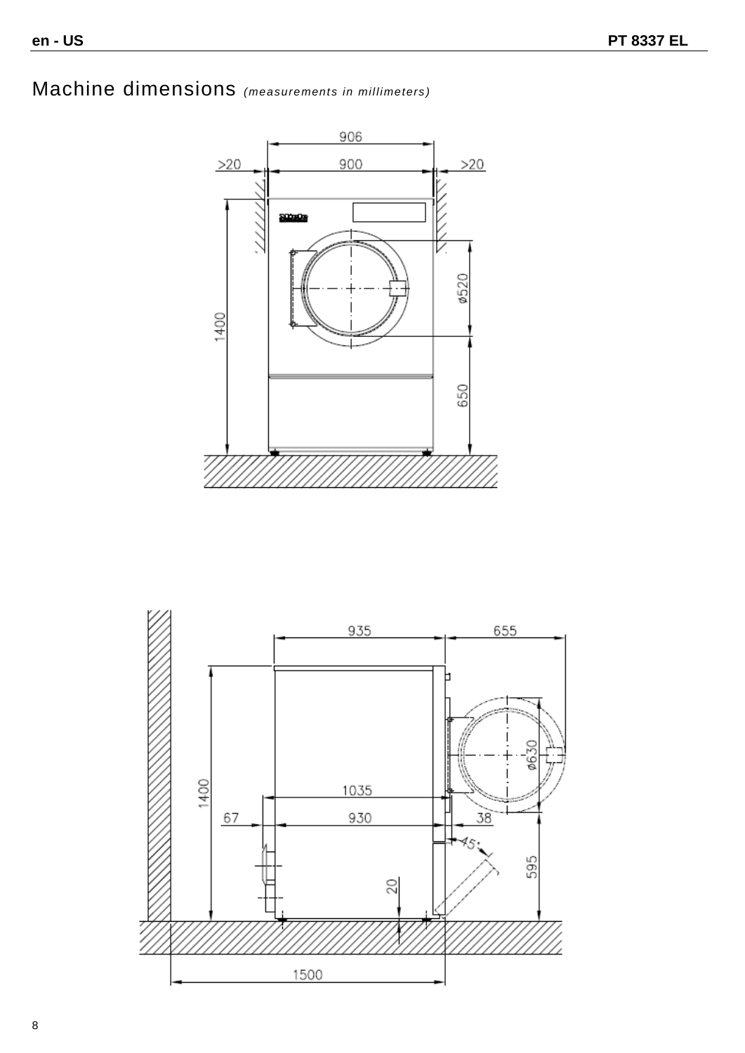# Machine dimensions *(measurements in millimeters)*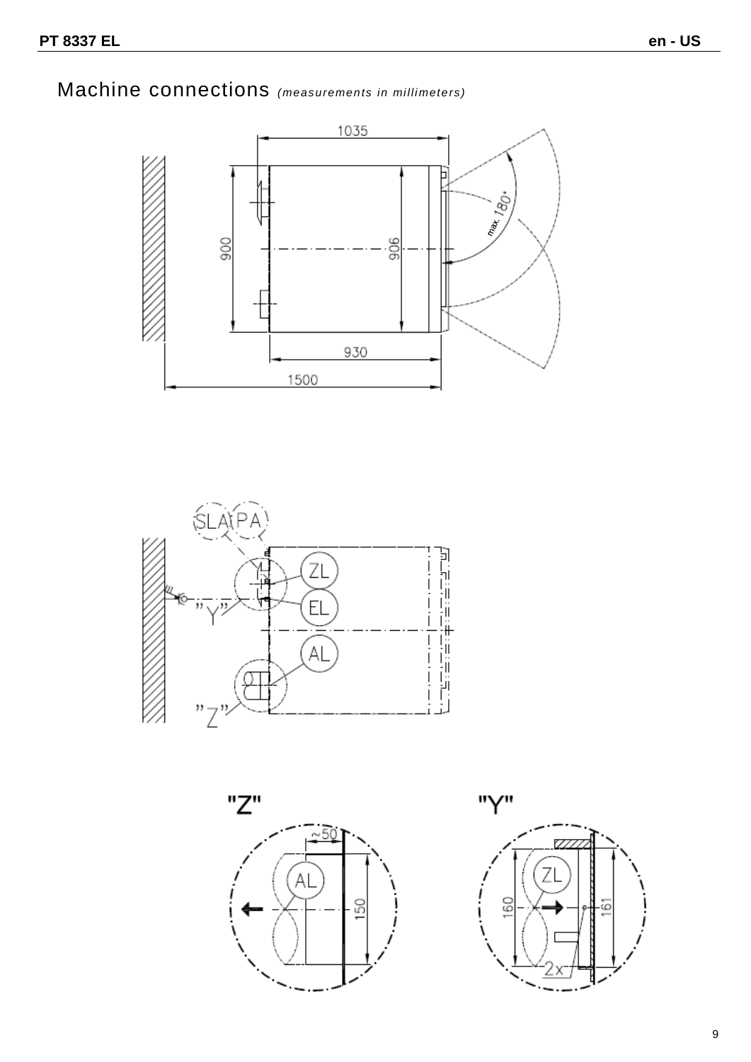# Machine connections *(measurements in millimeters)*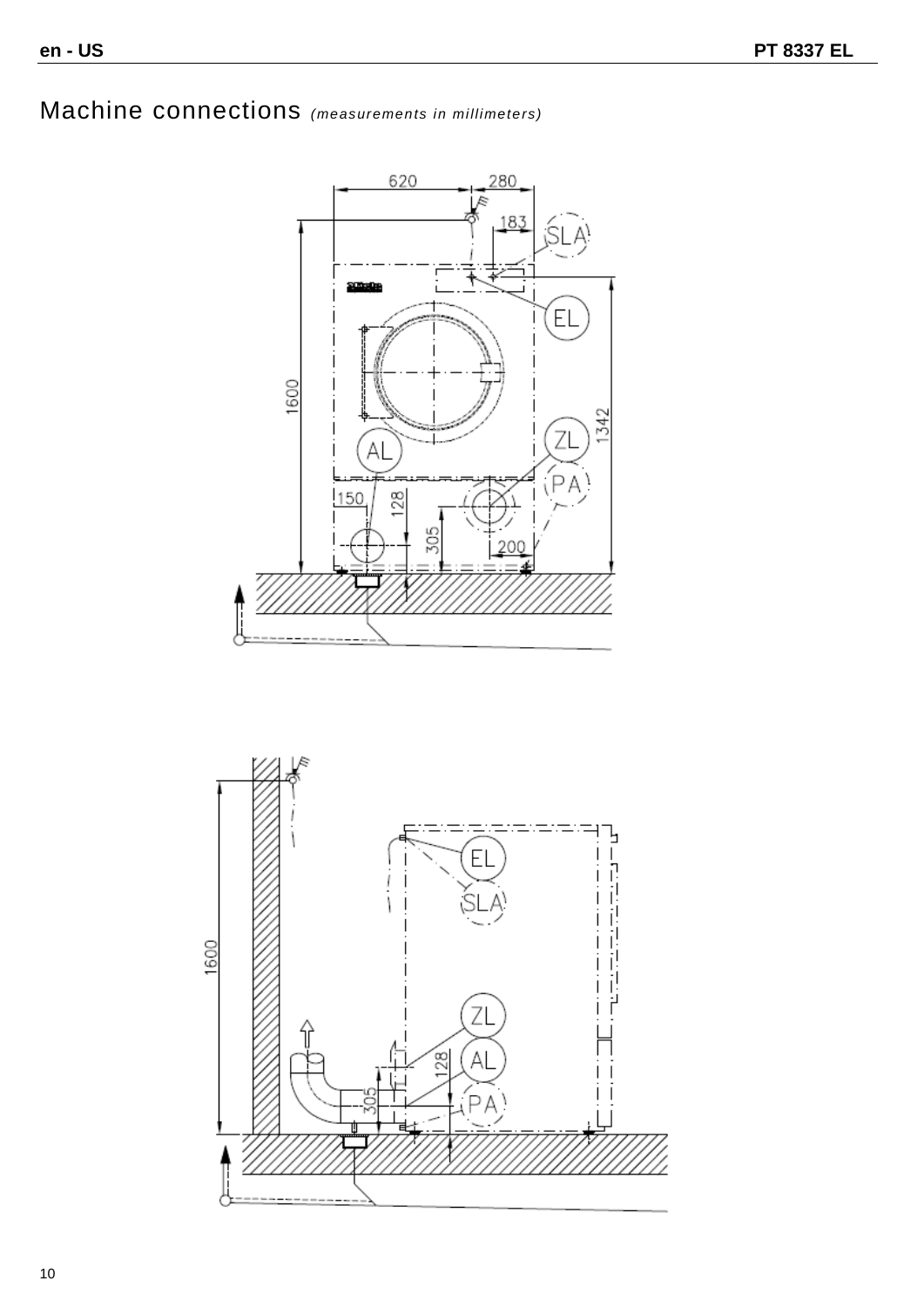# Machine connections *(measurements in millimeters)*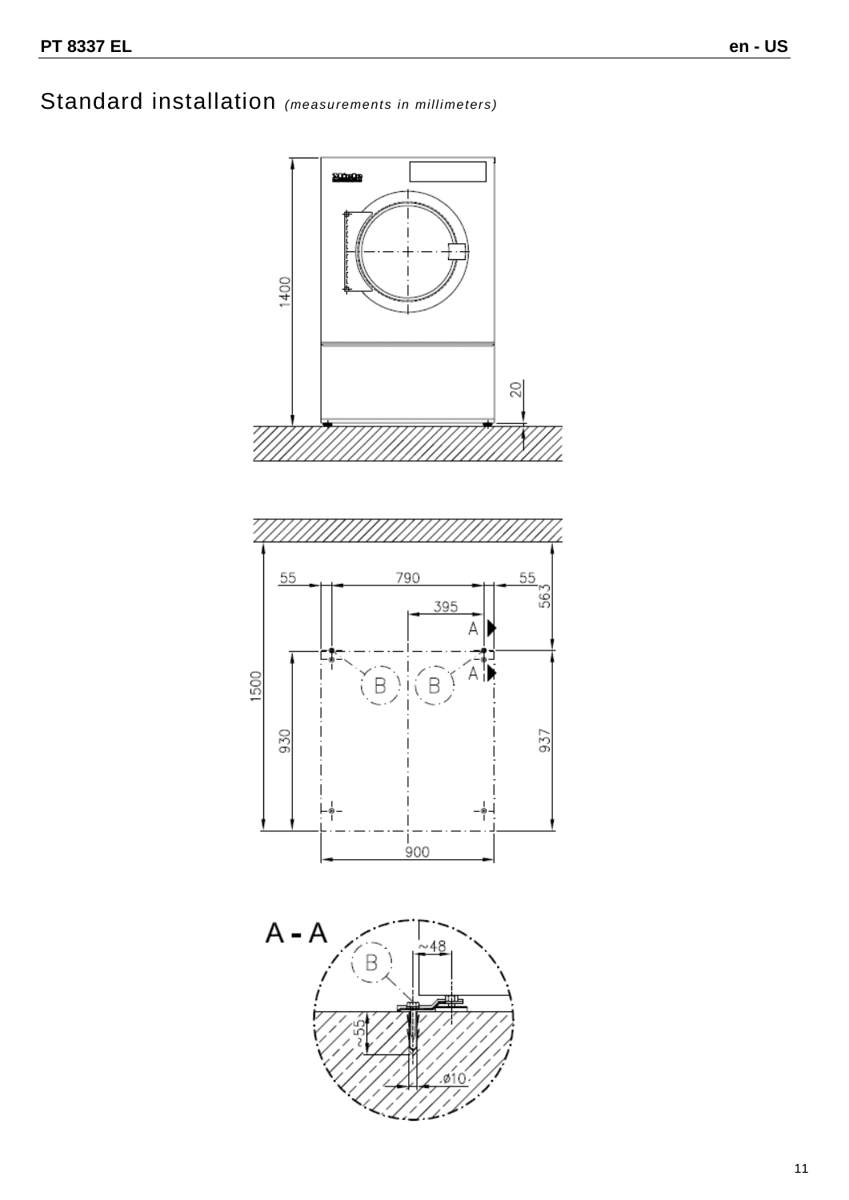# Standard installation *(measurements in millimeters)*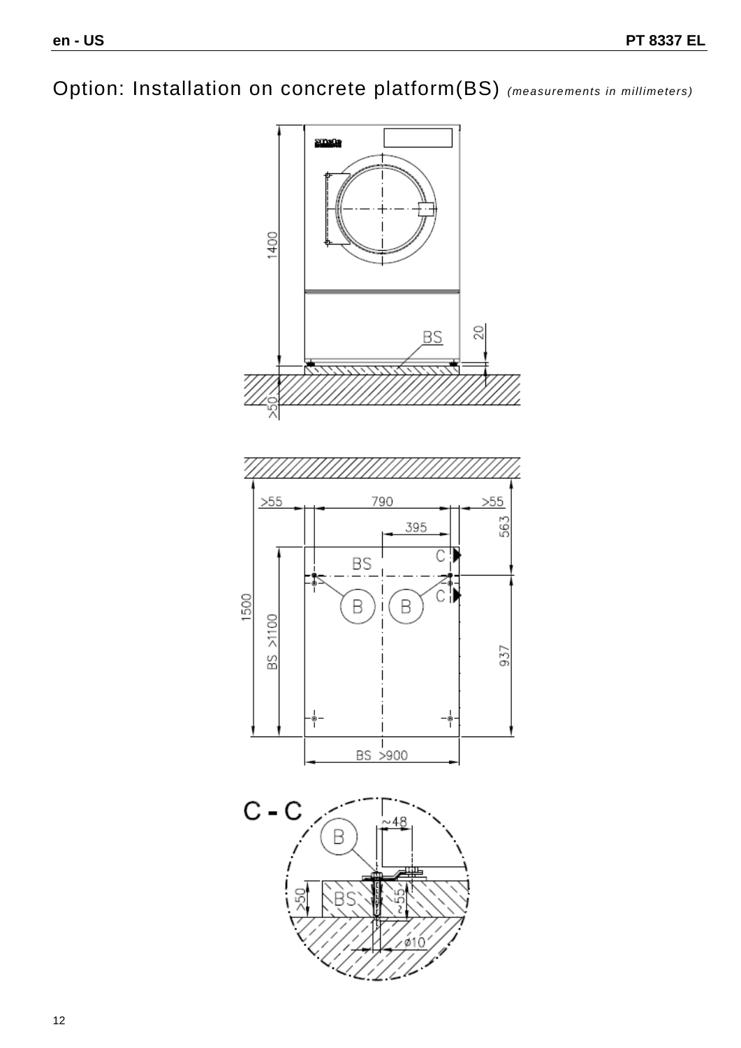# Option: Installation on concrete platform(BS) *(measurements in millimeters)*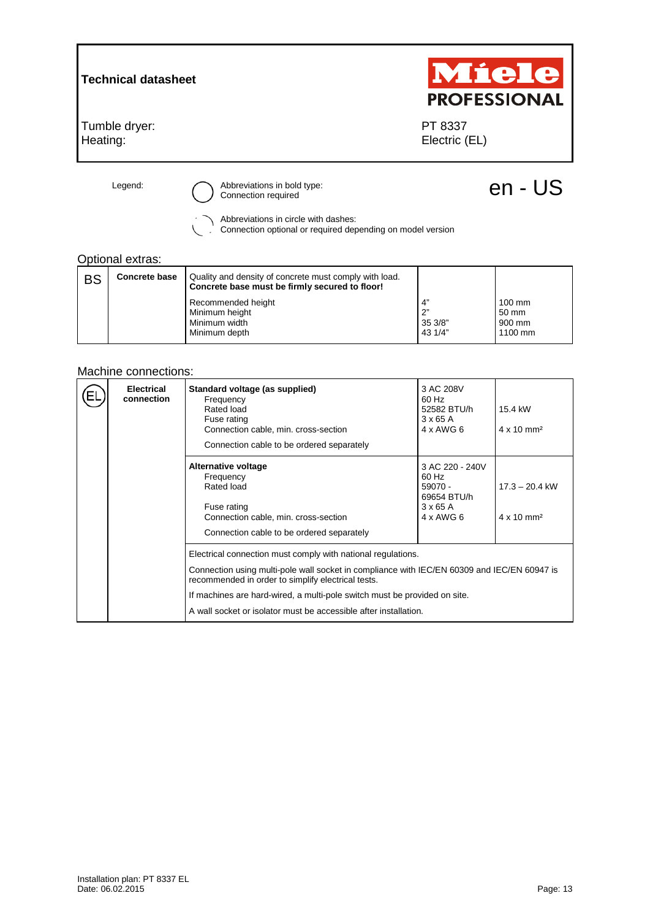**Technical datasheet**

Miele PROFESSIONAL

| | |
|---|---|
| Tumble dryer: | PT 8337 |
| Heating: | Electric (EL) |

Legend:

- Abbreviations in bold type: Connection required
- Abbreviations in circle with dashes: Connection optional or required depending on model version

en - US

Optional extras:

| BS | Concrete base | Quality and density of concrete must comply with load. **Concrete base must be firmly secured to floor!** | | |
|---|---|---|---|---|
| | | Recommended height<br>Minimum height<br>Minimum width<br>Minimum depth | 4"<br>2"<br>35 3/8"<br>43 1/4" | 100 mm<br>50 mm<br>900 mm<br>1100 mm |

Machine connections:

| EL | Electrical connection | **Standard voltage (as supplied)**<br>Frequency<br>Rated load<br>Fuse rating<br>Connection cable, min. cross-section<br>Connection cable to be ordered separately | 3 AC 208V<br>60 Hz<br>52582 BTU/h<br>3 x 65 A<br>4 x AWG 6 | 15.4 kW<br>4 x 10 mm² |
|---|---|---|---|---|
| | | **Alternative voltage**<br>Frequency<br>Rated load<br>Fuse rating<br>Connection cable, min. cross-section<br>Connection cable to be ordered separately | 3 AC 220 - 240V<br>60 Hz<br>59070 - 69654 BTU/h<br>3 x 65 A<br>4 x AWG 6 | 17.3 – 20.4 kW<br>4 x 10 mm² |
| | | Electrical connection must comply with national regulations.<br>Connection using multi-pole wall socket in compliance with IEC/EN 60309 and IEC/EN 60947 is recommended in order to simplify electrical tests.<br>If machines are hard-wired, a multi-pole switch must be provided on site.<br>A wall socket or isolator must be accessible after installation. | | |

Installation plan: PT 8337 EL
Date: 06.02.2015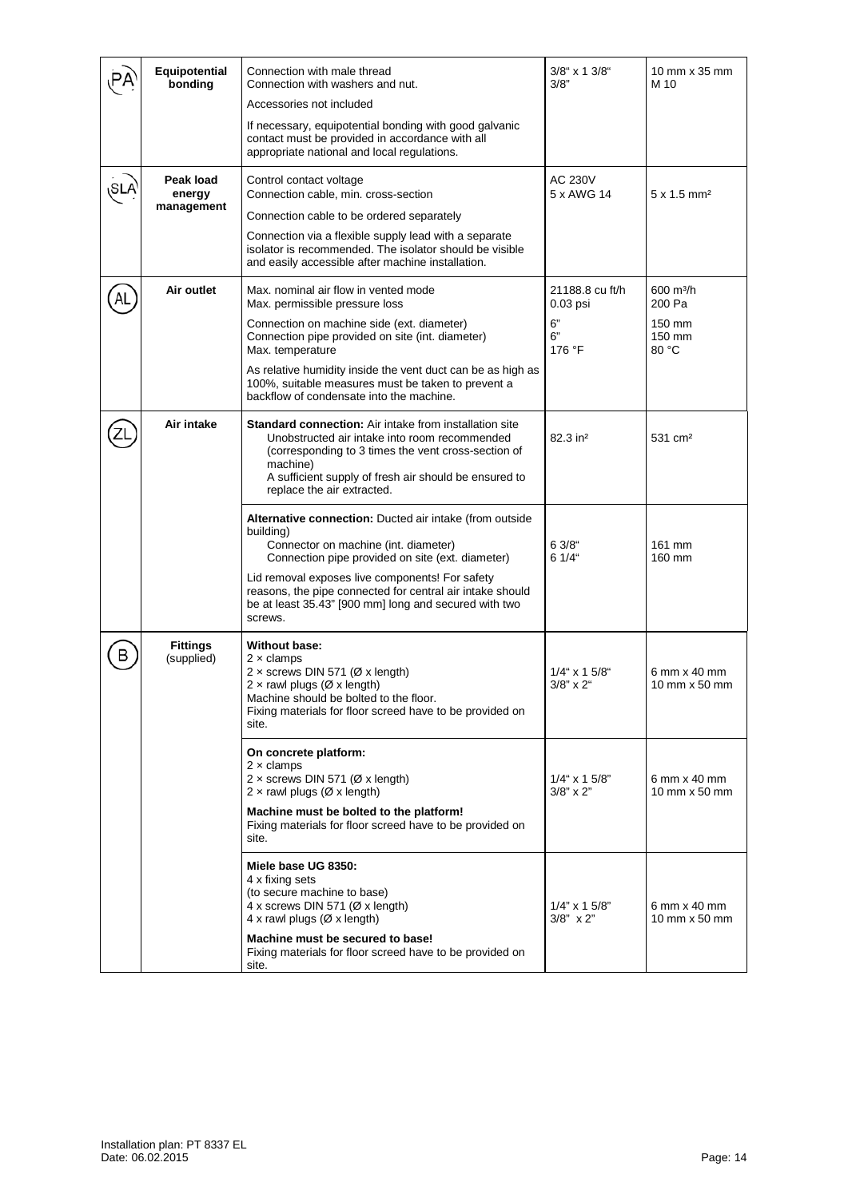| | | | | |
|---|---|---|---|---|
| PA | **Equipotential bonding** | Connection with male thread<br>Connection with washers and nut.<br>Accessories not included<br>If necessary, equipotential bonding with good galvanic contact must be provided in accordance with all appropriate national and local regulations. | 3/8" x 1 3/8"<br>3/8" | 10 mm x 35 mm<br>M 10 |
| SLA | **Peak load energy management** | Control contact voltage<br>Connection cable, min. cross-section<br>Connection cable to be ordered separately<br>Connection via a flexible supply lead with a separate isolator is recommended. The isolator should be visible and easily accessible after machine installation. | AC 230V<br>5 x AWG 14 | <br>5 x 1.5 mm² |
| AL | **Air outlet** | Max. nominal air flow in vented mode<br>Max. permissible pressure loss<br>Connection on machine side (ext. diameter)<br>Connection pipe provided on site (int. diameter)<br>Max. temperature<br>As relative humidity inside the vent duct can be as high as 100%, suitable measures must be taken to prevent a backflow of condensate into the machine. | 21188.8 cu ft/h<br>0.03 psi<br>6"<br>6"<br>176 °F | 600 m³/h<br>200 Pa<br>150 mm<br>150 mm<br>80 °C |
| ZL | **Air intake** | **Standard connection:** Air intake from installation site<br>Unobstructed air intake into room recommended (corresponding to 3 times the vent cross-section of machine)<br>A sufficient supply of fresh air should be ensured to replace the air extracted. | 82.3 in² | 531 cm² |
| | | **Alternative connection:** Ducted air intake (from outside building)<br>Connector on machine (int. diameter)<br>Connection pipe provided on site (ext. diameter)<br>Lid removal exposes live components! For safety reasons, the pipe connected for central air intake should be at least 35.43" [900 mm] long and secured with two screws. | <br><br>6 3/8"<br>6 1/4" | <br><br>161 mm<br>160 mm |
| B | **Fittings** (supplied) | **Without base:**<br>2 × clamps<br>2 × screws DIN 571 (Ø x length)<br>2 × rawl plugs (Ø x length)<br>Machine should be bolted to the floor.<br>Fixing materials for floor screed have to be provided on site. | <br><br>1/4" x 1 5/8"<br>3/8" x 2" | <br><br>6 mm x 40 mm<br>10 mm x 50 mm |
| | | **On concrete platform:**<br>2 × clamps<br>2 × screws DIN 571 (Ø x length)<br>2 × rawl plugs (Ø x length)<br>**Machine must be bolted to the platform!**<br>Fixing materials for floor screed have to be provided on site. | <br><br>1/4" x 1 5/8"<br>3/8" x 2" | <br><br>6 mm x 40 mm<br>10 mm x 50 mm |
| | | **Miele base UG 8350:**<br>4 x fixing sets<br>(to secure machine to base)<br>4 x screws DIN 571 (Ø x length)<br>4 x rawl plugs (Ø x length)<br>**Machine must be secured to base!**<br>Fixing materials for floor screed have to be provided on site. | <br><br><br>1/4" x 1 5/8"<br>3/8" x 2" | <br><br><br>6 mm x 40 mm<br>10 mm x 50 mm |

Installation plan: PT 8337 EL
Date: 06.02.2015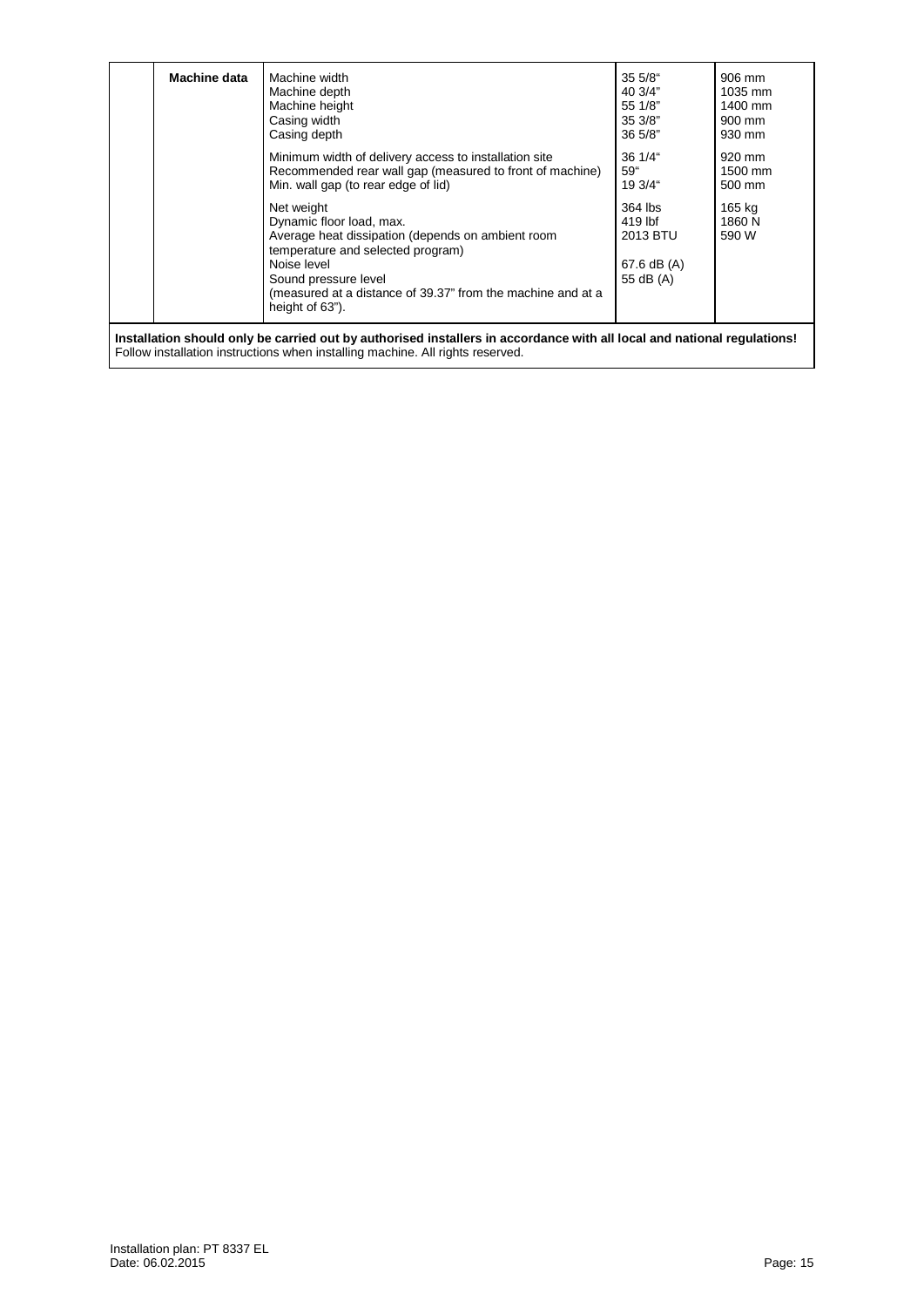| | | | | |
|---|---|---|---|---|
| | **Machine data** | Machine width<br>Machine depth<br>Machine height<br>Casing width<br>Casing depth | 35 5/8"<br>40 3/4"<br>55 1/8"<br>35 3/8"<br>36 5/8" | 906 mm<br>1035 mm<br>1400 mm<br>900 mm<br>930 mm |
| | | Minimum width of delivery access to installation site<br>Recommended rear wall gap (measured to front of machine)<br>Min. wall gap (to rear edge of lid) | 36 1/4"<br>59"<br>19 3/4" | 920 mm<br>1500 mm<br>500 mm |
| | | Net weight<br>Dynamic floor load, max.<br>Average heat dissipation (depends on ambient room temperature and selected program)<br>Noise level<br>Sound pressure level<br>(measured at a distance of 39.37" from the machine and at a height of 63"). | 364 lbs<br>419 lbf<br>2013 BTU<br><br>67.6 dB (A)<br>55 dB (A) | 165 kg<br>1860 N<br>590 W |

**Installation should only be carried out by authorised installers in accordance with all local and national regulations!**
Follow installation instructions when installing machine. All rights reserved.

Installation plan: PT 8337 EL
Date: 06.02.2015